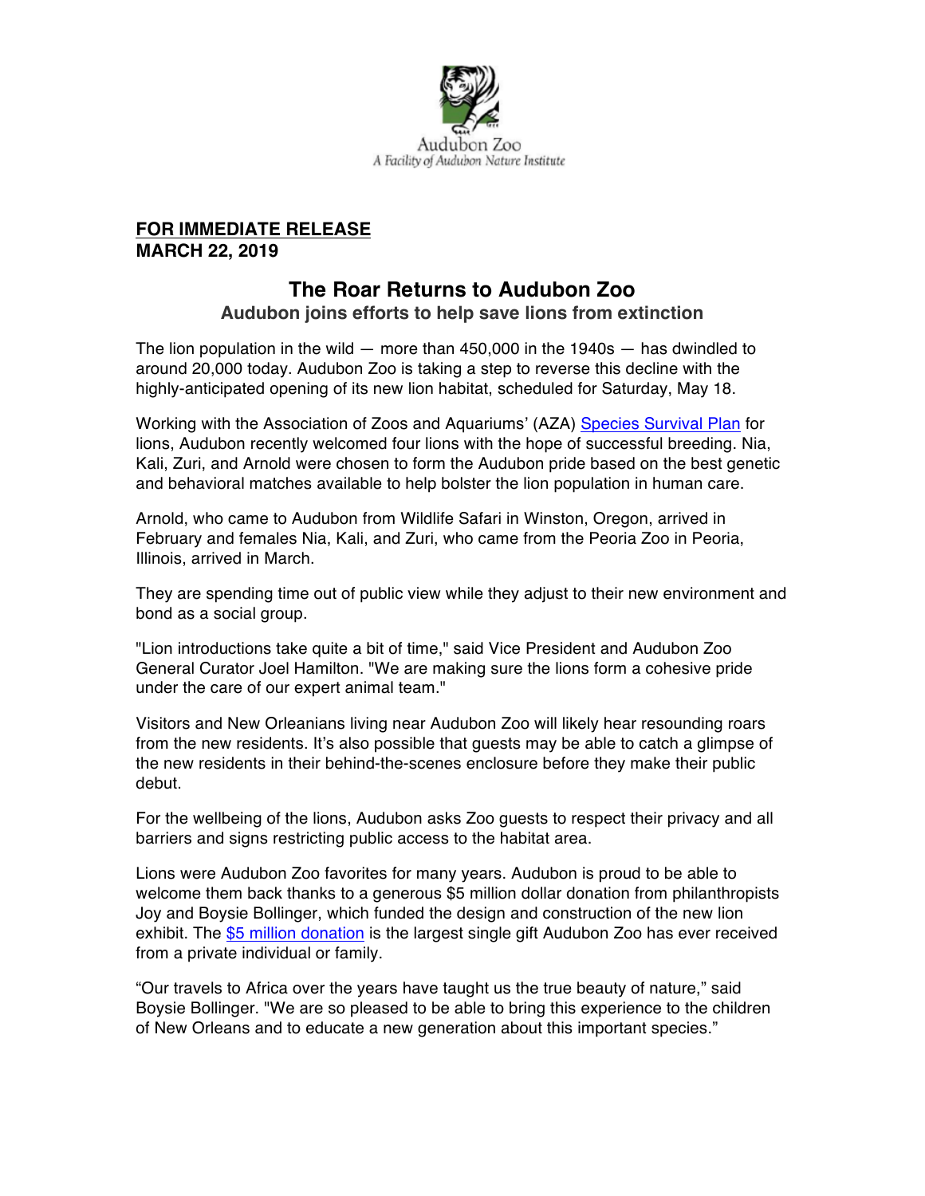Audubon Zoo
A Facility of Audubon Nature Institute

**FOR IMMEDIATE RELEASE**
**MARCH 22, 2019**

# The Roar Returns to Audubon Zoo

## Audubon joins efforts to help save lions from extinction

The lion population in the wild — more than 450,000 in the 1940s — has dwindled to around 20,000 today. Audubon Zoo is taking a step to reverse this decline with the highly-anticipated opening of its new lion habitat, scheduled for Saturday, May 18.

Working with the Association of Zoos and Aquariums' (AZA) Species Survival Plan for lions, Audubon recently welcomed four lions with the hope of successful breeding. Nia, Kali, Zuri, and Arnold were chosen to form the Audubon pride based on the best genetic and behavioral matches available to help bolster the lion population in human care.

Arnold, who came to Audubon from Wildlife Safari in Winston, Oregon, arrived in February and females Nia, Kali, and Zuri, who came from the Peoria Zoo in Peoria, Illinois, arrived in March.

They are spending time out of public view while they adjust to their new environment and bond as a social group.

"Lion introductions take quite a bit of time," said Vice President and Audubon Zoo General Curator Joel Hamilton. "We are making sure the lions form a cohesive pride under the care of our expert animal team."

Visitors and New Orleanians living near Audubon Zoo will likely hear resounding roars from the new residents. It's also possible that guests may be able to catch a glimpse of the new residents in their behind-the-scenes enclosure before they make their public debut.

For the wellbeing of the lions, Audubon asks Zoo guests to respect their privacy and all barriers and signs restricting public access to the habitat area.

Lions were Audubon Zoo favorites for many years. Audubon is proud to be able to welcome them back thanks to a generous $5 million dollar donation from philanthropists Joy and Boysie Bollinger, which funded the design and construction of the new lion exhibit. The $5 million donation is the largest single gift Audubon Zoo has ever received from a private individual or family.

"Our travels to Africa over the years have taught us the true beauty of nature," said Boysie Bollinger. "We are so pleased to be able to bring this experience to the children of New Orleans and to educate a new generation about this important species."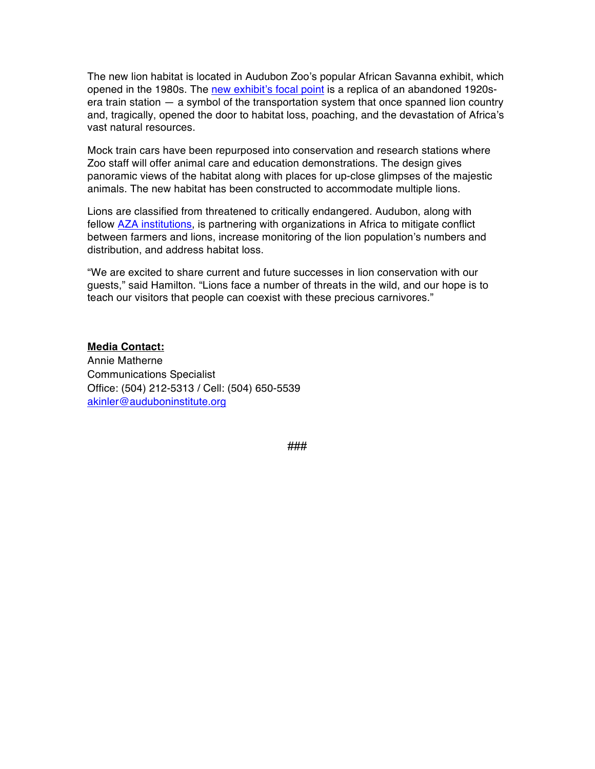The new lion habitat is located in Audubon Zoo's popular African Savanna exhibit, which opened in the 1980s. The new exhibit's focal point is a replica of an abandoned 1920s-era train station — a symbol of the transportation system that once spanned lion country and, tragically, opened the door to habitat loss, poaching, and the devastation of Africa's vast natural resources.

Mock train cars have been repurposed into conservation and research stations where Zoo staff will offer animal care and education demonstrations. The design gives panoramic views of the habitat along with places for up-close glimpses of the majestic animals. The new habitat has been constructed to accommodate multiple lions.

Lions are classified from threatened to critically endangered. Audubon, along with fellow AZA institutions, is partnering with organizations in Africa to mitigate conflict between farmers and lions, increase monitoring of the lion population's numbers and distribution, and address habitat loss.

"We are excited to share current and future successes in lion conservation with our guests," said Hamilton. "Lions face a number of threats in the wild, and our hope is to teach our visitors that people can coexist with these precious carnivores."

**Media Contact:**
Annie Matherne
Communications Specialist
Office: (504) 212-5313 / Cell: (504) 650-5539
akinler@auduboninstitute.org

###